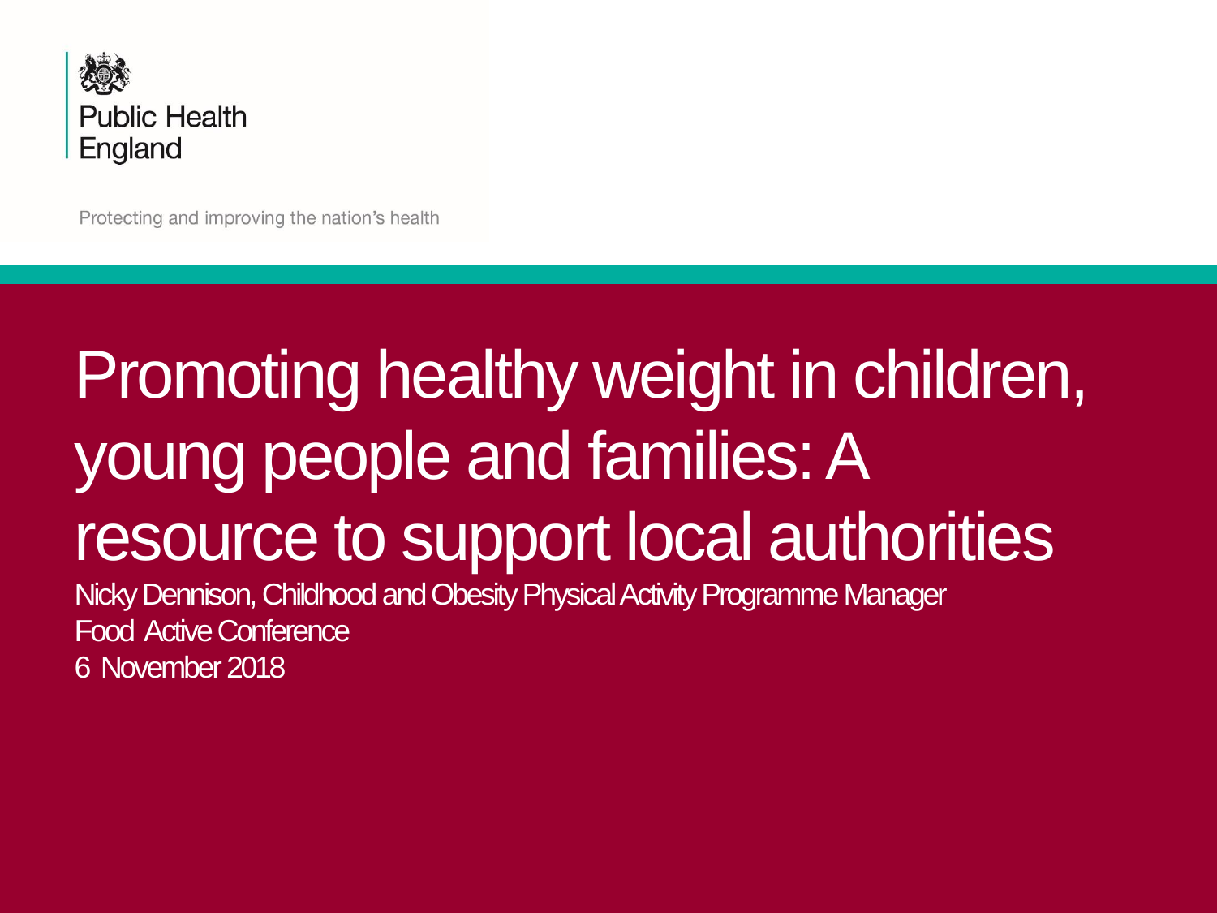Public Health England

Protecting and improving the nation's health

# Promoting healthy weight in children, young people and families: A resource to support local authorities

Nicky Dennison, Childhood and Obesity Physical Activity Programme Manager

Food Active Conference

6 November 2018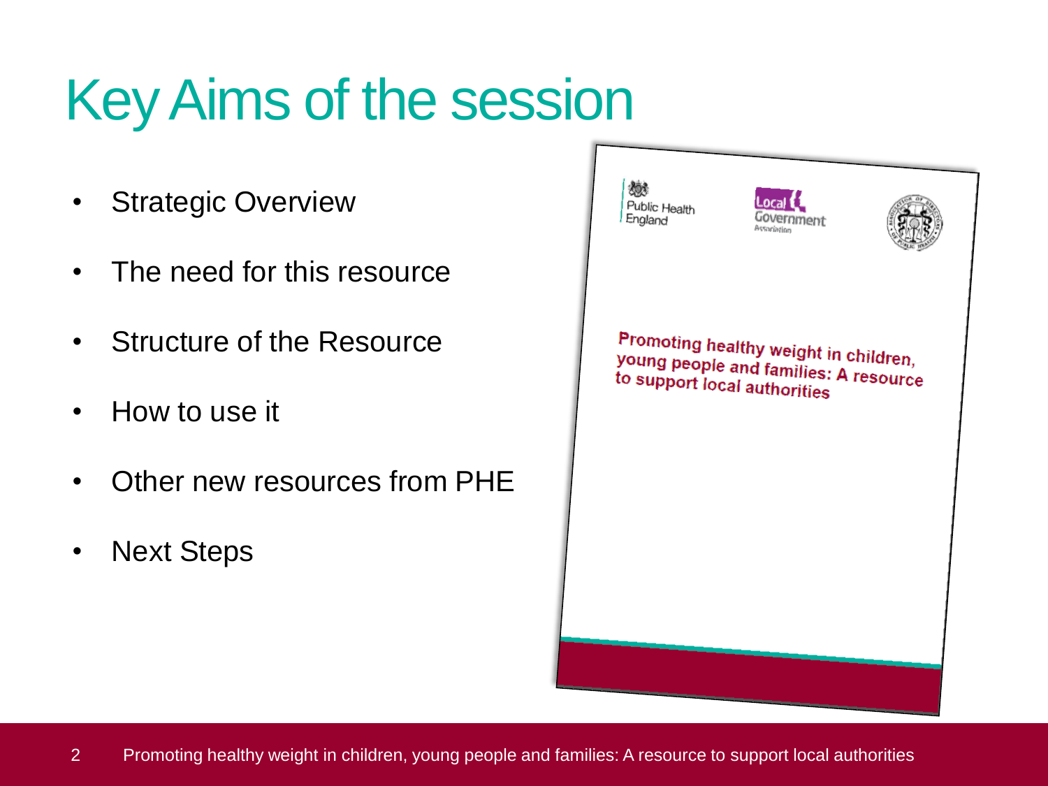# Key Aims of the session

- Strategic Overview
- The need for this resource
- Structure of the Resource
- How to use it
- Other new resources from PHE
- Next Steps

Public Health England

Local Government Association

Promoting healthy weight in children, young people and families: A resource to support local authorities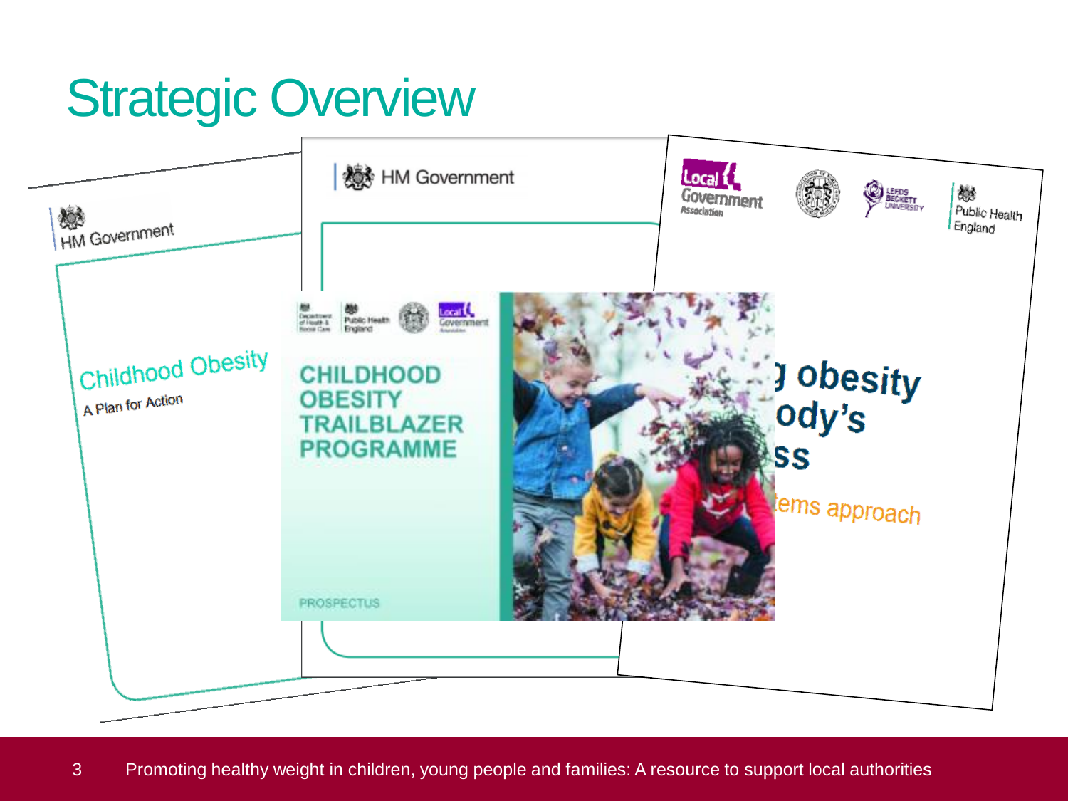# Strategic Overview

HM Government

Childhood Obesity

A Plan for Action

HM Government

CHILDHOOD OBESITY TRAILBLAZER PROGRAMME

PROSPECTUS

Local Government Association

Leeds Beckett University

Public Health England

g obesity
ody's
ss
ems approach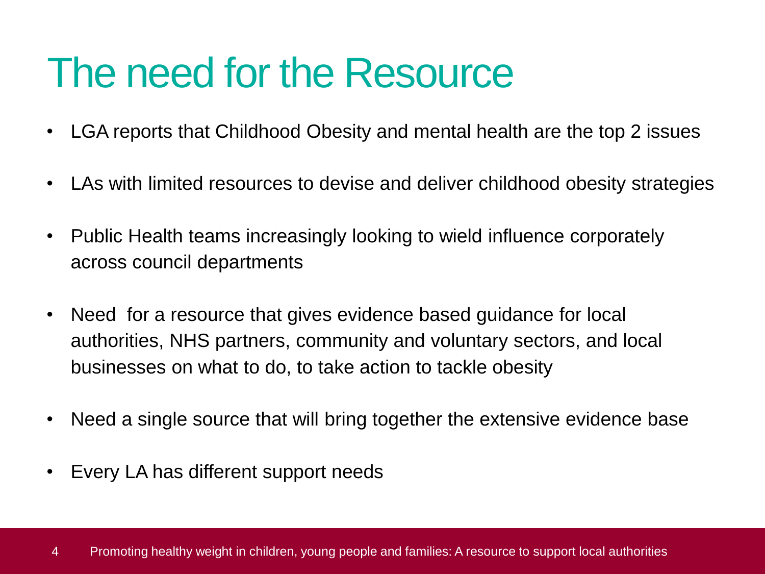# The need for the Resource

- LGA reports that Childhood Obesity and mental health are the top 2 issues
- LAs with limited resources to devise and deliver childhood obesity strategies
- Public Health teams increasingly looking to wield influence corporately across council departments
- Need  for a resource that gives evidence based guidance for local authorities, NHS partners, community and voluntary sectors, and local businesses on what to do, to take action to tackle obesity
- Need a single source that will bring together the extensive evidence base
- Every LA has different support needs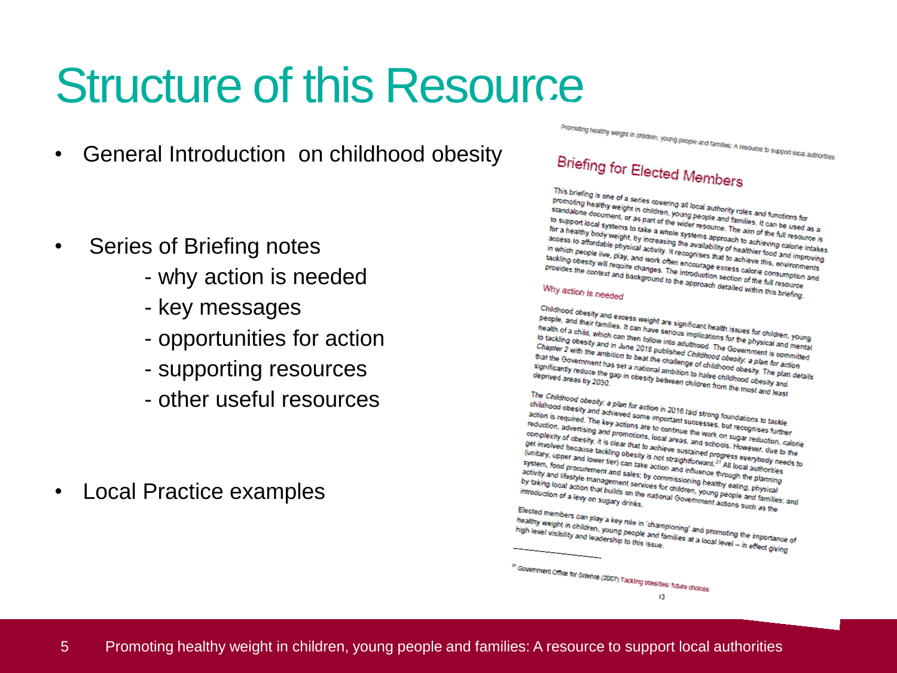# Structure of this Resource

- General Introduction on childhood obesity

- Series of Briefing notes
  - why action is needed
  - key messages
  - opportunities for action
  - supporting resources
  - other useful resources

- Local Practice examples

## Briefing for Elected Members

This briefing is one of a series covering all local authority roles and functions for promoting healthy weight in children, young people and families. It can be used as a standalone document, or as part of the wider resource. The aim of the full resource is to support local systems to take a whole systems approach to achieving calorie intakes for a healthy body weight, by increasing the availability of healthier food and improving access to affordable physical activity. It recognises that to achieve this, environments in which people live, play, and work often encourage excess calorie consumption and tackling obesity will require changes. The introduction section of the full resource provides the context and background to the approach detailed within this briefing.

### Why action is needed

Childhood obesity and excess weight are significant health issues for children, young people, and their families. It can have serious implications for the physical and mental health of a child, which can then follow into adulthood. The Government is committed to tackling obesity and in June 2018 published *Childhood obesity: a plan for action Chapter 2* with the ambition to beat the challenge of childhood obesity. The plan details that the Government has set a national ambition to halve childhood obesity and significantly reduce the gap in obesity between children from the most and least deprived areas by 2030.

The *Childhood obesity: a plan for action* in 2016 laid strong foundations to tackle childhood obesity and achieved some important successes, but recognises further action is required. The key actions are to continue the work on sugar reduction, calorie reduction, advertising and promotions, local areas, and schools. However, due to the complexity of obesity, it is clear that to achieve sustained progress everybody needs to get involved because tackling obesity is not straightforward.[21] All local authorities (unitary, upper and lower tier) can take action and influence through the planning system, food procurement and sales; by commissioning healthy eating, physical activity and lifestyle management services for children, young people and families; and by taking local action that builds on the national Government actions such as the introduction of a levy on sugary drinks.

Elected members can play a key role in 'championing' and promoting the importance of healthy weight in children, young people and families at a local level – in effect giving high level visibility and leadership to this issue.

[21] Government Office for Science (2007) Tackling obesities: future choices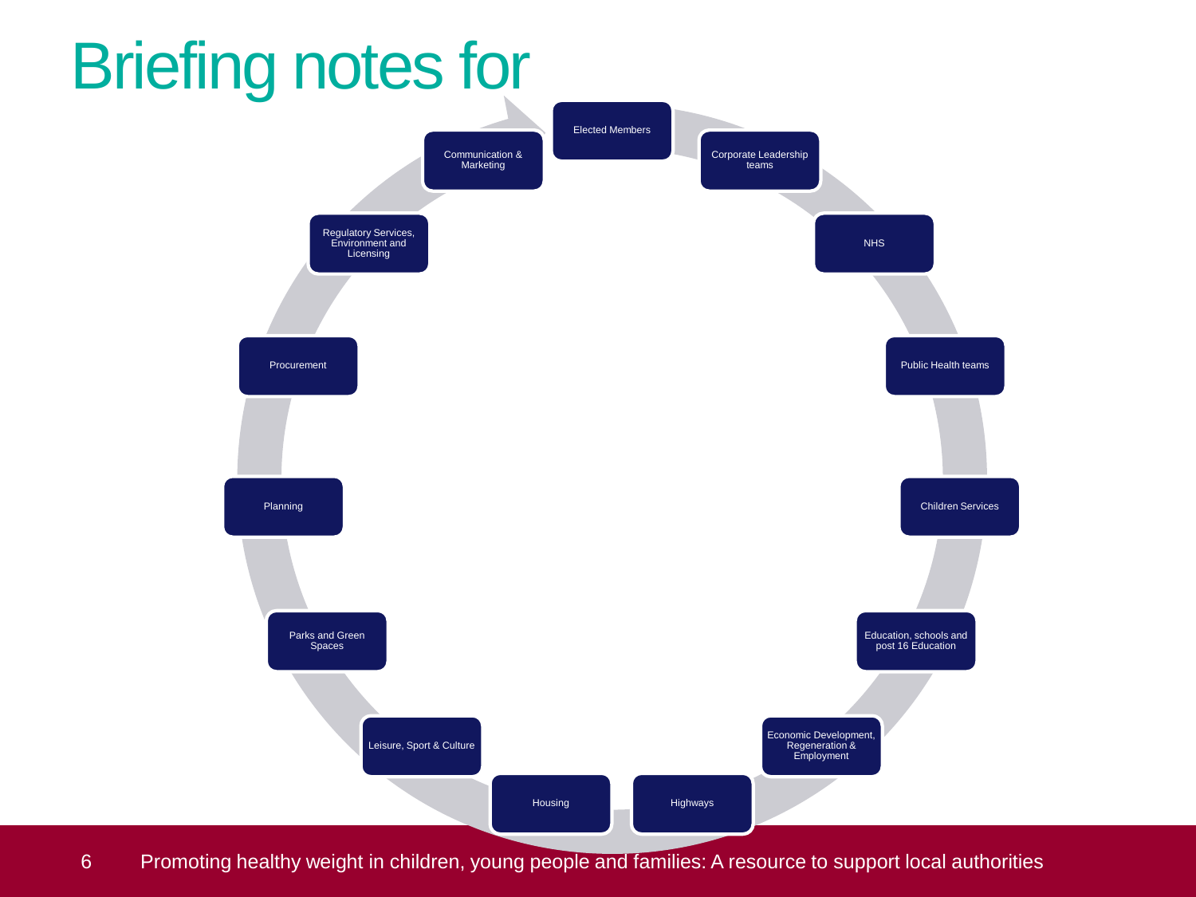# Briefing notes for

- Elected Members
- Corporate Leadership teams
- NHS
- Public Health teams
- Children Services
- Education, schools and post 16 Education
- Economic Development, Regeneration & Employment
- Highways
- Housing
- Leisure, Sport & Culture
- Parks and Green Spaces
- Planning
- Procurement
- Regulatory Services, Environment and Licensing
- Communication & Marketing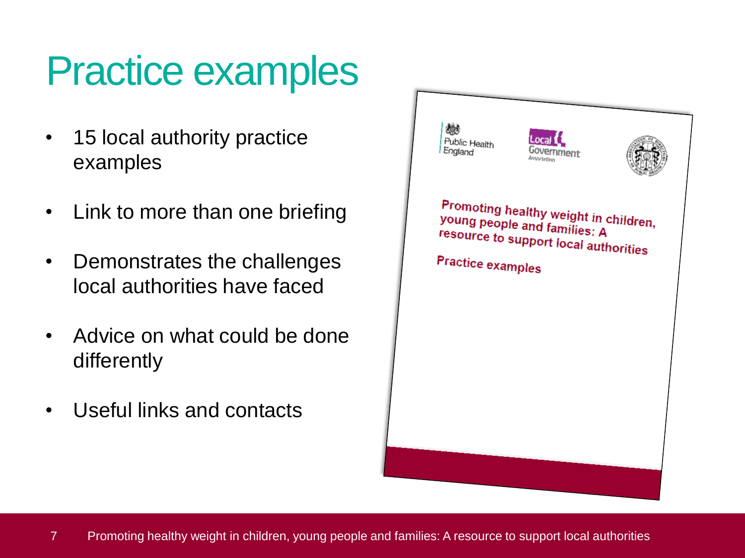# Practice examples

- 15 local authority practice examples
- Link to more than one briefing
- Demonstrates the challenges local authorities have faced
- Advice on what could be done differently
- Useful links and contacts

Public Health England | Local Government Association

Promoting healthy weight in children, young people and families: A resource to support local authorities

Practice examples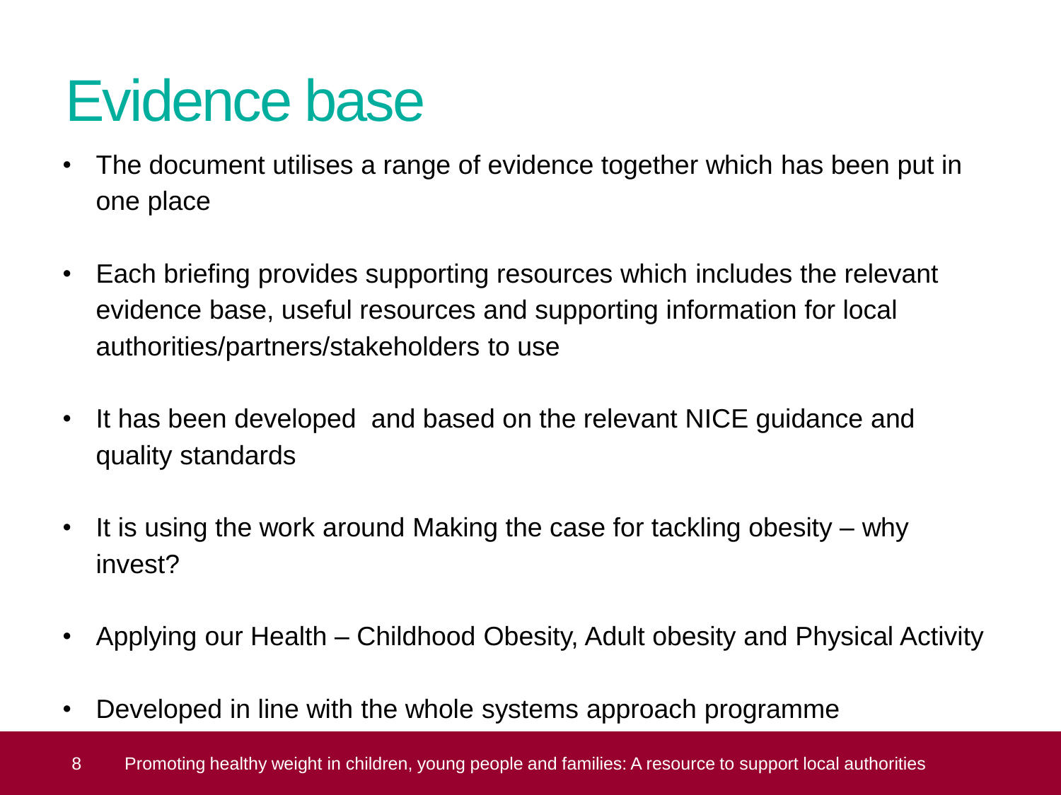# Evidence base

- The document utilises a range of evidence together which has been put in one place
- Each briefing provides supporting resources which includes the relevant evidence base, useful resources and supporting information for local authorities/partners/stakeholders to use
- It has been developed and based on the relevant NICE guidance and quality standards
- It is using the work around Making the case for tackling obesity – why invest?
- Applying our Health – Childhood Obesity, Adult obesity and Physical Activity
- Developed in line with the whole systems approach programme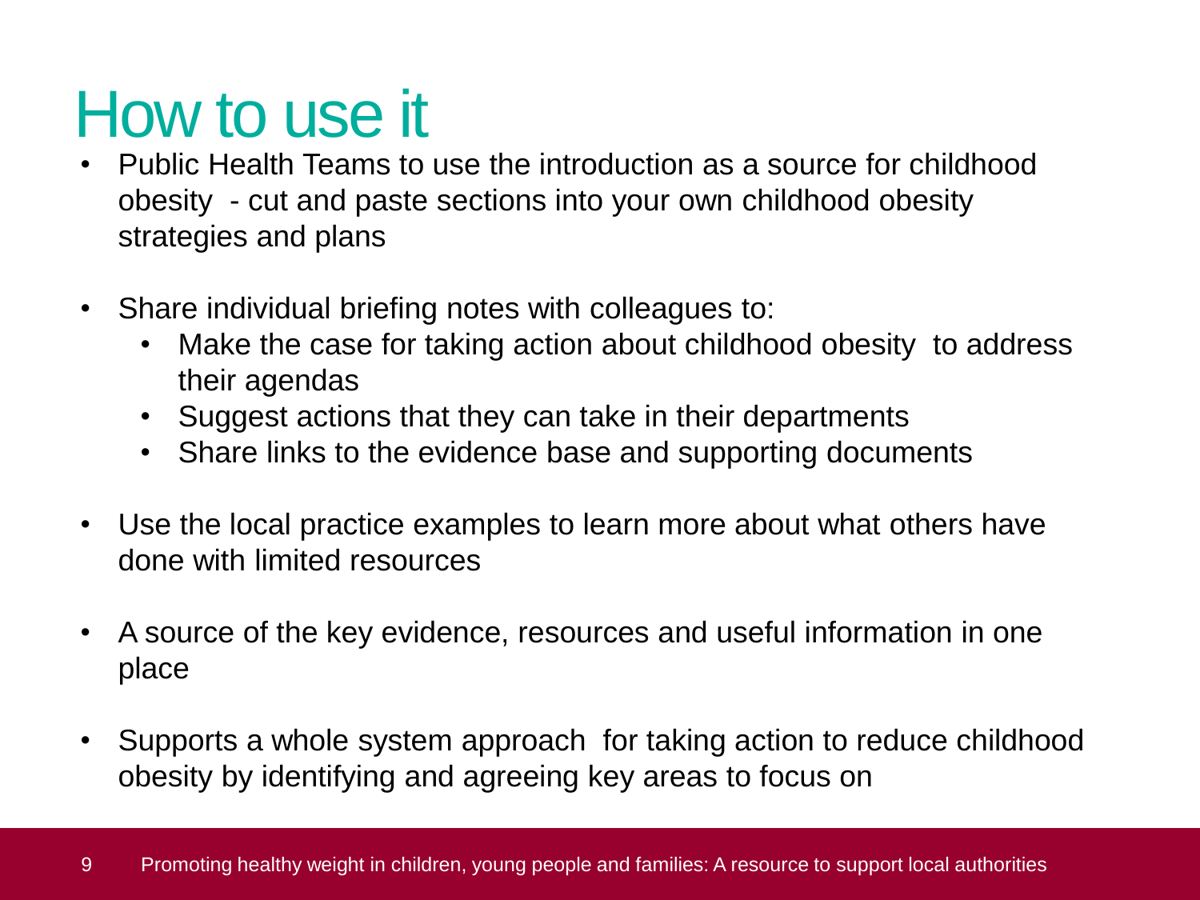# How to use it

- Public Health Teams to use the introduction as a source for childhood obesity - cut and paste sections into your own childhood obesity strategies and plans
- Share individual briefing notes with colleagues to:
  - Make the case for taking action about childhood obesity to address their agendas
  - Suggest actions that they can take in their departments
  - Share links to the evidence base and supporting documents
- Use the local practice examples to learn more about what others have done with limited resources
- A source of the key evidence, resources and useful information in one place
- Supports a whole system approach for taking action to reduce childhood obesity by identifying and agreeing key areas to focus on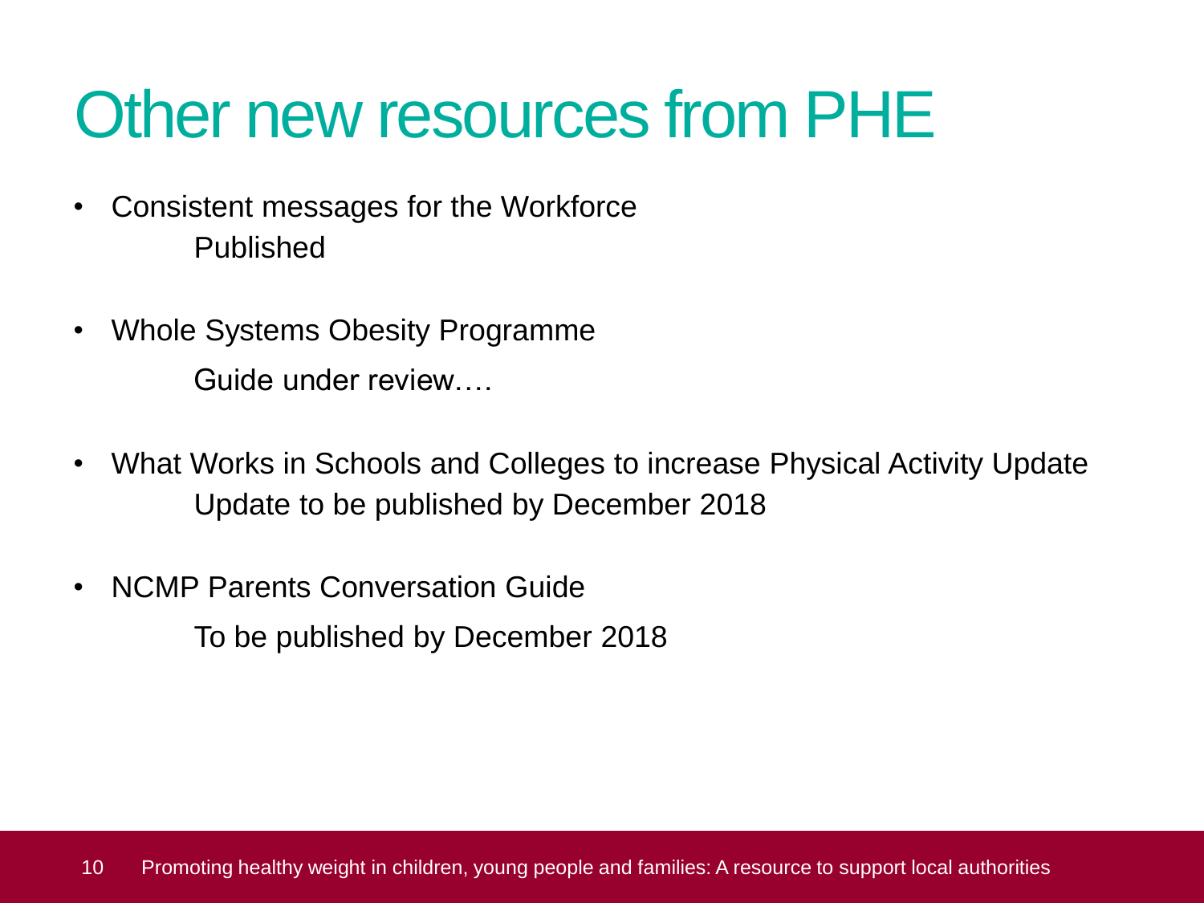# Other new resources from PHE

- Consistent messages for the Workforce
  Published

- Whole Systems Obesity Programme
  Guide under review….

- What Works in Schools and Colleges to increase Physical Activity Update
  Update to be published by December 2018

- NCMP Parents Conversation Guide
  To be published by December 2018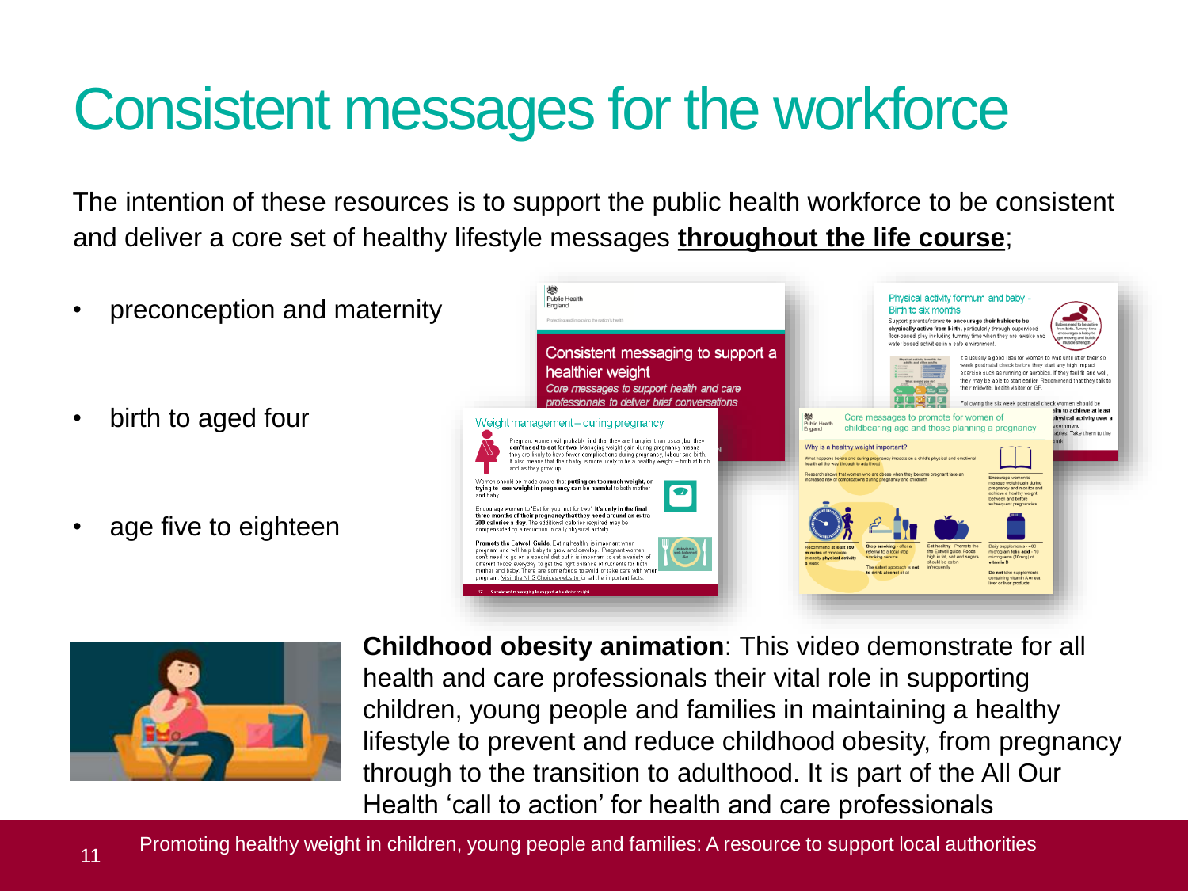# Consistent messages for the workforce

The intention of these resources is to support the public health workforce to be consistent and deliver a core set of healthy lifestyle messages **throughout the life course**;

- preconception and maternity
- birth to aged four
- age five to eighteen

**Childhood obesity animation**: This video demonstrate for all health and care professionals their vital role in supporting children, young people and families in maintaining a healthy lifestyle to prevent and reduce childhood obesity, from pregnancy through to the transition to adulthood. It is part of the All Our Health 'call to action' for health and care professionals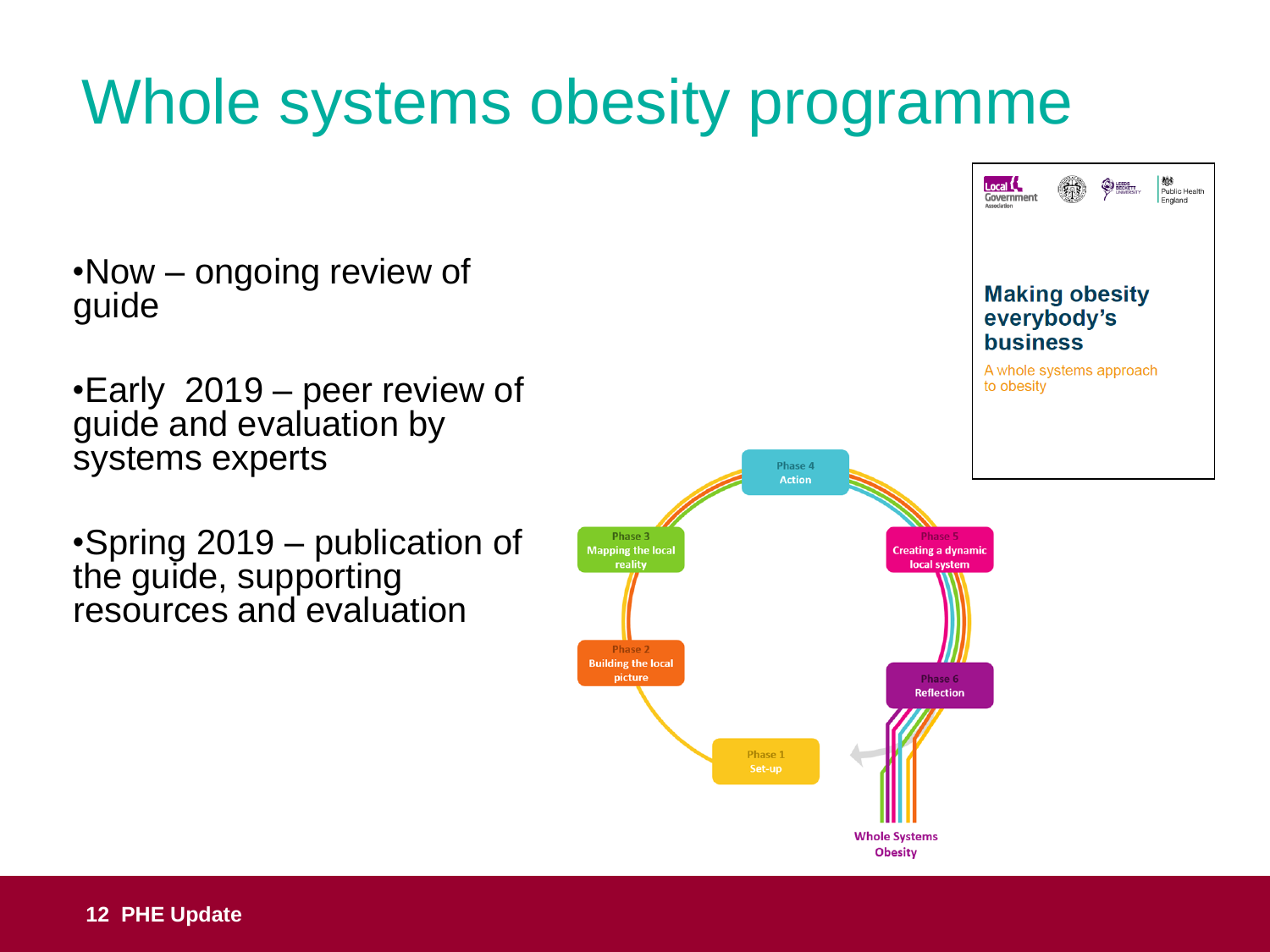# Whole systems obesity programme

- Now – ongoing review of guide
- Early 2019 – peer review of guide and evaluation by systems experts
- Spring 2019 – publication of the guide, supporting resources and evaluation

**Making obesity everybody's business**

A whole systems approach to obesity

Phase 1 Set-up

Phase 2 Building the local picture

Phase 3 Mapping the local reality

Phase 4 Action

Phase 5 Creating a dynamic local system

Phase 6 Reflection

Whole Systems Obesity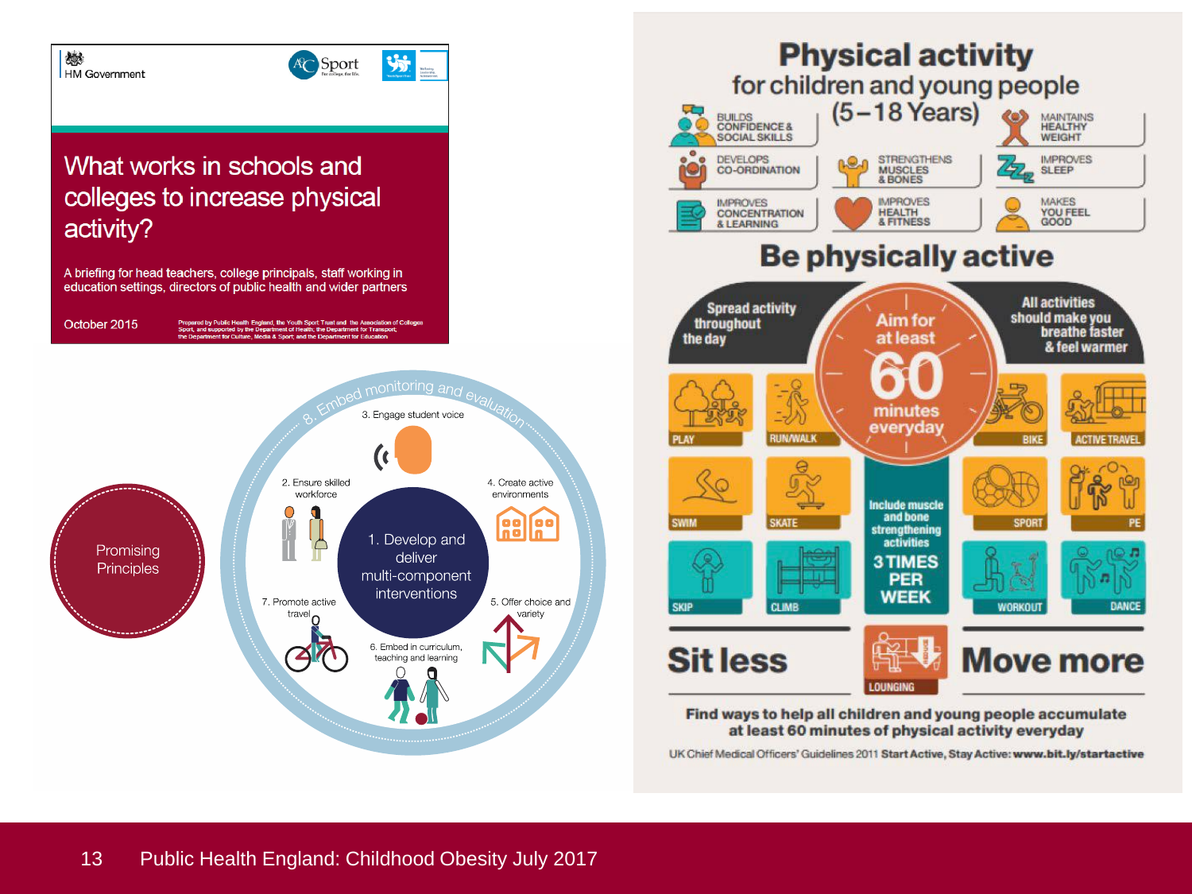HM Government

Sport

# What works in schools and colleges to increase physical activity?

A briefing for head teachers, college principals, staff working in education settings, directors of public health and wider partners

October 2015

Prepared by Public Health England, the Youth Sport Trust and the Association of Colleges Sport, and supported by the Department of Health, the Department for Transport, the Department for Culture, Media & Sport; and the Department for Education

Promising Principles

1. Develop and deliver multi-component interventions
2. Ensure skilled workforce
3. Engage student voice
4. Create active environments
5. Offer choice and variety
6. Embed in curriculum, teaching and learning
7. Promote active travel
8. Embed monitoring and evaluation

# Physical activity for children and young people (5–18 Years)

- Builds confidence & social skills
- Develops co-ordination
- Improves concentration & learning
- Strengthens muscles & bones
- Improves health & fitness
- Maintains healthy weight
- Improves sleep
- Makes you feel good

## Be physically active

Spread activity throughout the day

Aim for at least 60 minutes everyday

All activities should make you breathe faster & feel warmer

PLAY, RUN/WALK, BIKE, ACTIVE TRAVEL, SWIM, SKATE, SPORT, PE, SKIP, CLIMB, WORKOUT, DANCE

Include muscle and bone strengthening activities 3 TIMES PER WEEK

## Sit less — Move more

LOUNGING

**Find ways to help all children and young people accumulate at least 60 minutes of physical activity everyday**

UK Chief Medical Officers' Guidelines 2011 **Start Active, Stay Active: www.bit.ly/startactive**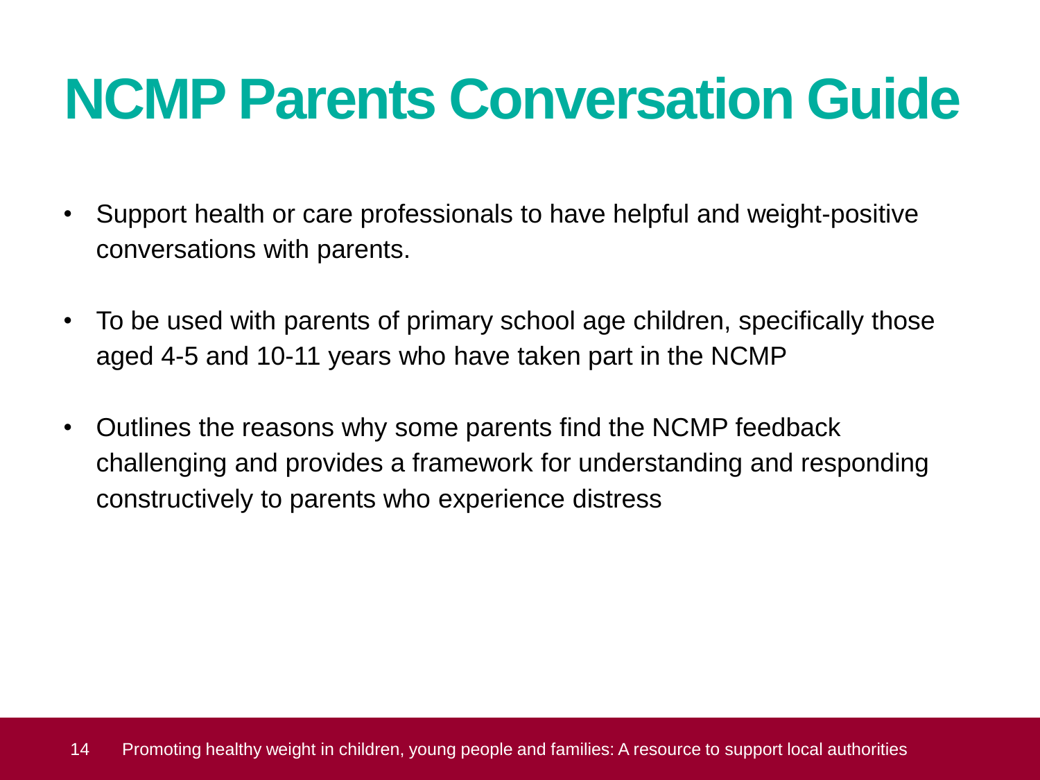# NCMP Parents Conversation Guide

- Support health or care professionals to have helpful and weight-positive conversations with parents.
- To be used with parents of primary school age children, specifically those aged 4-5 and 10-11 years who have taken part in the NCMP
- Outlines the reasons why some parents find the NCMP feedback challenging and provides a framework for understanding and responding constructively to parents who experience distress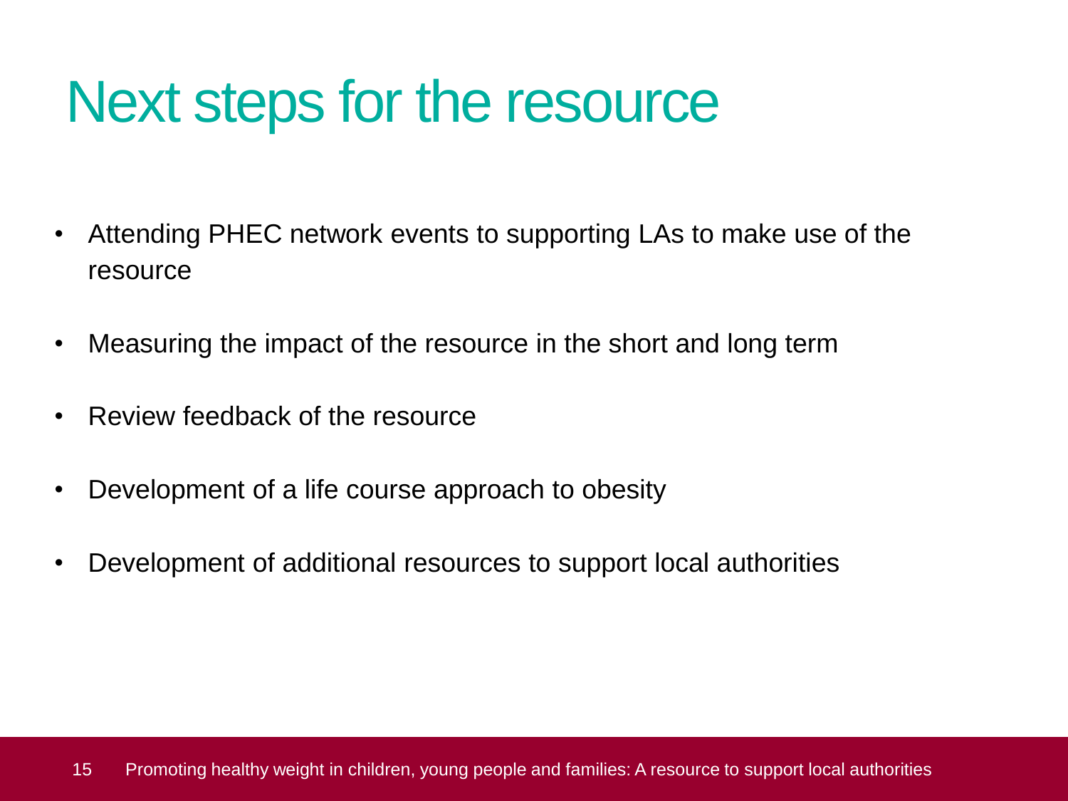# Next steps for the resource

- Attending PHEC network events to supporting LAs to make use of the resource
- Measuring the impact of the resource in the short and long term
- Review feedback of the resource
- Development of a life course approach to obesity
- Development of additional resources to support local authorities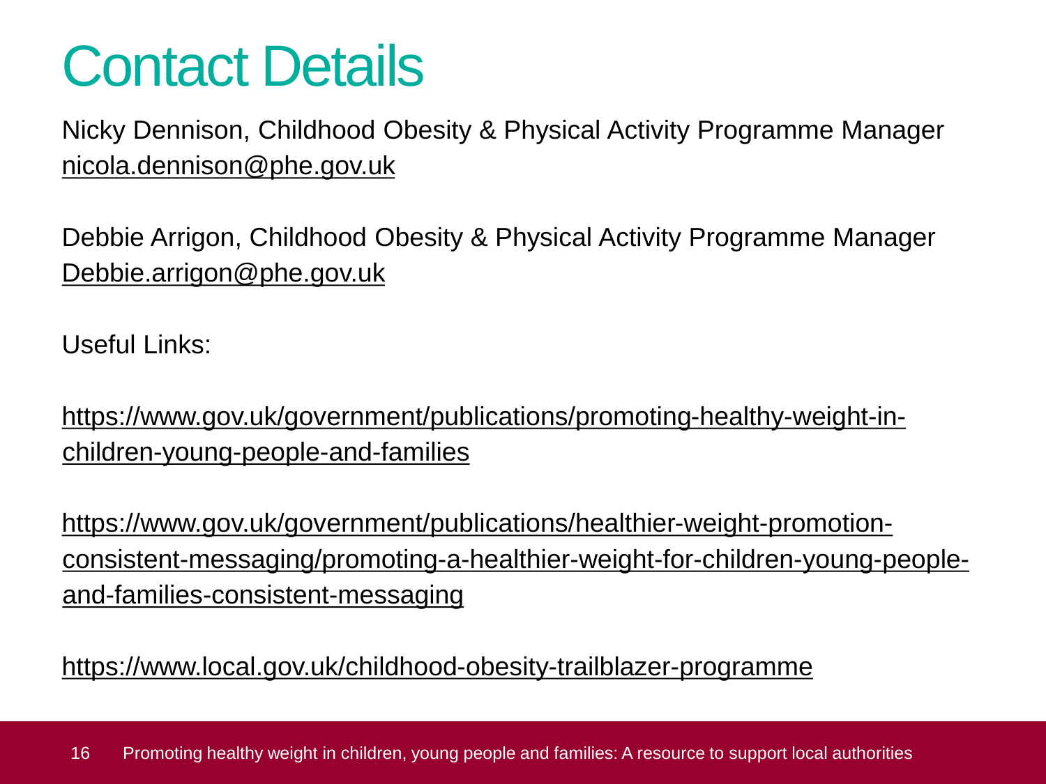# Contact Details

Nicky Dennison, Childhood Obesity & Physical Activity Programme Manager
nicola.dennison@phe.gov.uk

Debbie Arrigon, Childhood Obesity & Physical Activity Programme Manager
Debbie.arrigon@phe.gov.uk

Useful Links:

https://www.gov.uk/government/publications/promoting-healthy-weight-in-children-young-people-and-families

https://www.gov.uk/government/publications/healthier-weight-promotion-consistent-messaging/promoting-a-healthier-weight-for-children-young-people-and-families-consistent-messaging

https://www.local.gov.uk/childhood-obesity-trailblazer-programme